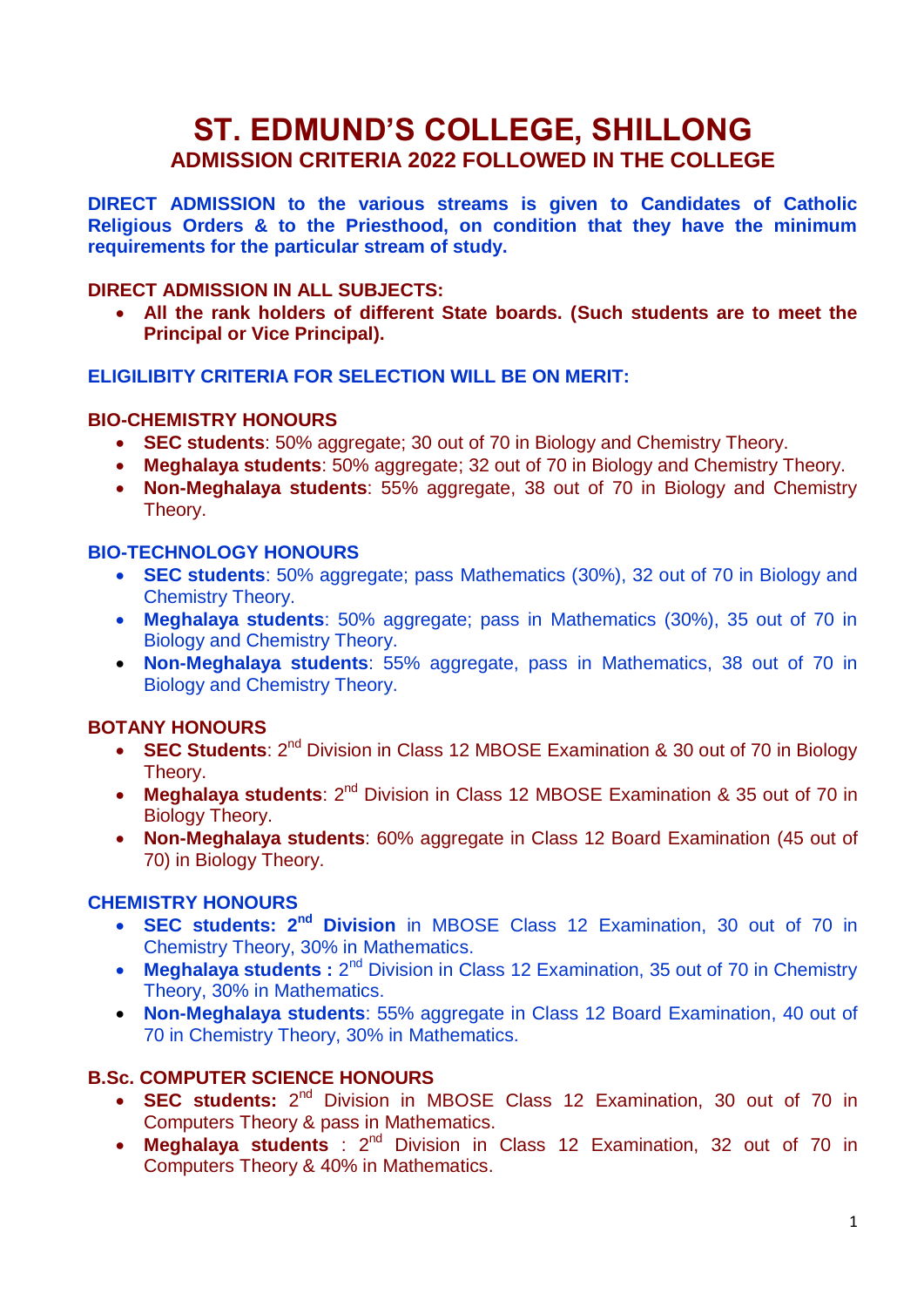# ST. EDMUND'S COLLEGE, SHILLONG

## ADMISSION CRITERIA 2022 FOLLOWED IN THE COLLEGE

**DIRECT ADMISSION to the various streams is given to Candidates of Catholic Religious Orders & to the Priesthood, on condition that they have the minimum requirements for the particular stream of study.**

**DIRECT ADMISSION IN ALL SUBJECTS:**

- **All the rank holders of different State boards. (Such students are to meet the Principal or Vice Principal).**

**ELIGILIBITY CRITERIA FOR SELECTION WILL BE ON MERIT:**

### BIO-CHEMISTRY HONOURS

- **SEC students**: 50% aggregate; 30 out of 70 in Biology and Chemistry Theory.
- **Meghalaya students**: 50% aggregate; 32 out of 70 in Biology and Chemistry Theory.
- **Non-Meghalaya students**: 55% aggregate, 38 out of 70 in Biology and Chemistry Theory.

### BIO-TECHNOLOGY HONOURS

- **SEC students**: 50% aggregate; pass Mathematics (30%), 32 out of 70 in Biology and Chemistry Theory.
- **Meghalaya students**: 50% aggregate; pass in Mathematics (30%), 35 out of 70 in Biology and Chemistry Theory.
- **Non-Meghalaya students**: 55% aggregate, pass in Mathematics, 38 out of 70 in Biology and Chemistry Theory.

### BOTANY HONOURS

- **SEC Students**: 2nd Division in Class 12 MBOSE Examination & 30 out of 70 in Biology Theory.
- **Meghalaya students**: 2nd Division in Class 12 MBOSE Examination & 35 out of 70 in Biology Theory.
- **Non-Meghalaya students**: 60% aggregate in Class 12 Board Examination (45 out of 70) in Biology Theory.

### CHEMISTRY HONOURS

- **SEC students: 2nd Division** in MBOSE Class 12 Examination, 30 out of 70 in Chemistry Theory, 30% in Mathematics.
- **Meghalaya students :** 2nd Division in Class 12 Examination, 35 out of 70 in Chemistry Theory, 30% in Mathematics.
- **Non-Meghalaya students**: 55% aggregate in Class 12 Board Examination, 40 out of 70 in Chemistry Theory, 30% in Mathematics.

### B.Sc. COMPUTER SCIENCE HONOURS

- **SEC students:** 2nd Division in MBOSE Class 12 Examination, 30 out of 70 in Computers Theory & pass in Mathematics.
- **Meghalaya students** : 2nd Division in Class 12 Examination, 32 out of 70 in Computers Theory & 40% in Mathematics.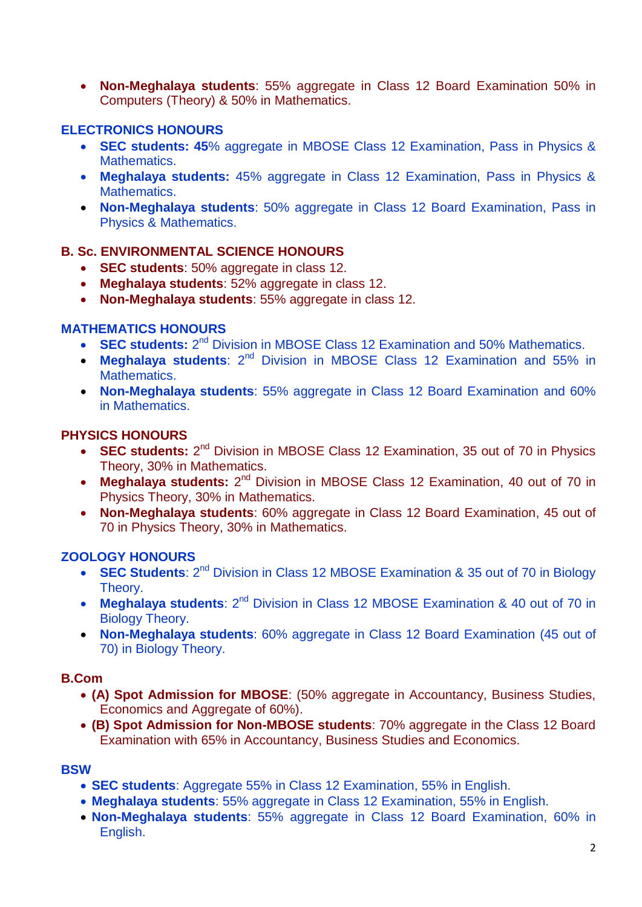- **Non-Meghalaya students**: 55% aggregate in Class 12 Board Examination 50% in Computers (Theory) & 50% in Mathematics.

## ELECTRONICS HONOURS

- **SEC students: 45**% aggregate in MBOSE Class 12 Examination, Pass in Physics & Mathematics.
- **Meghalaya students:** 45% aggregate in Class 12 Examination, Pass in Physics & Mathematics.
- **Non-Meghalaya students**: 50% aggregate in Class 12 Board Examination, Pass in Physics & Mathematics.

## B. Sc. ENVIRONMENTAL SCIENCE HONOURS

- **SEC students**: 50% aggregate in class 12.
- **Meghalaya students**: 52% aggregate in class 12.
- **Non-Meghalaya students**: 55% aggregate in class 12.

## MATHEMATICS HONOURS

- **SEC students:** 2nd Division in MBOSE Class 12 Examination and 50% Mathematics.
- **Meghalaya students**: 2nd Division in MBOSE Class 12 Examination and 55% in Mathematics.
- **Non-Meghalaya students**: 55% aggregate in Class 12 Board Examination and 60% in Mathematics.

## PHYSICS HONOURS

- **SEC students:** 2nd Division in MBOSE Class 12 Examination, 35 out of 70 in Physics Theory, 30% in Mathematics.
- **Meghalaya students:** 2nd Division in MBOSE Class 12 Examination, 40 out of 70 in Physics Theory, 30% in Mathematics.
- **Non-Meghalaya students**: 60% aggregate in Class 12 Board Examination, 45 out of 70 in Physics Theory, 30% in Mathematics.

## ZOOLOGY HONOURS

- **SEC Students**: 2nd Division in Class 12 MBOSE Examination & 35 out of 70 in Biology Theory.
- **Meghalaya students**: 2nd Division in Class 12 MBOSE Examination & 40 out of 70 in Biology Theory.
- **Non-Meghalaya students**: 60% aggregate in Class 12 Board Examination (45 out of 70) in Biology Theory.

## B.Com

- **(A) Spot Admission for MBOSE**: (50% aggregate in Accountancy, Business Studies, Economics and Aggregate of 60%).
- **(B) Spot Admission for Non-MBOSE students**: 70% aggregate in the Class 12 Board Examination with 65% in Accountancy, Business Studies and Economics.

## BSW

- **SEC students**: Aggregate 55% in Class 12 Examination, 55% in English.
- **Meghalaya students**: 55% aggregate in Class 12 Examination, 55% in English.
- **Non-Meghalaya students**: 55% aggregate in Class 12 Board Examination, 60% in English.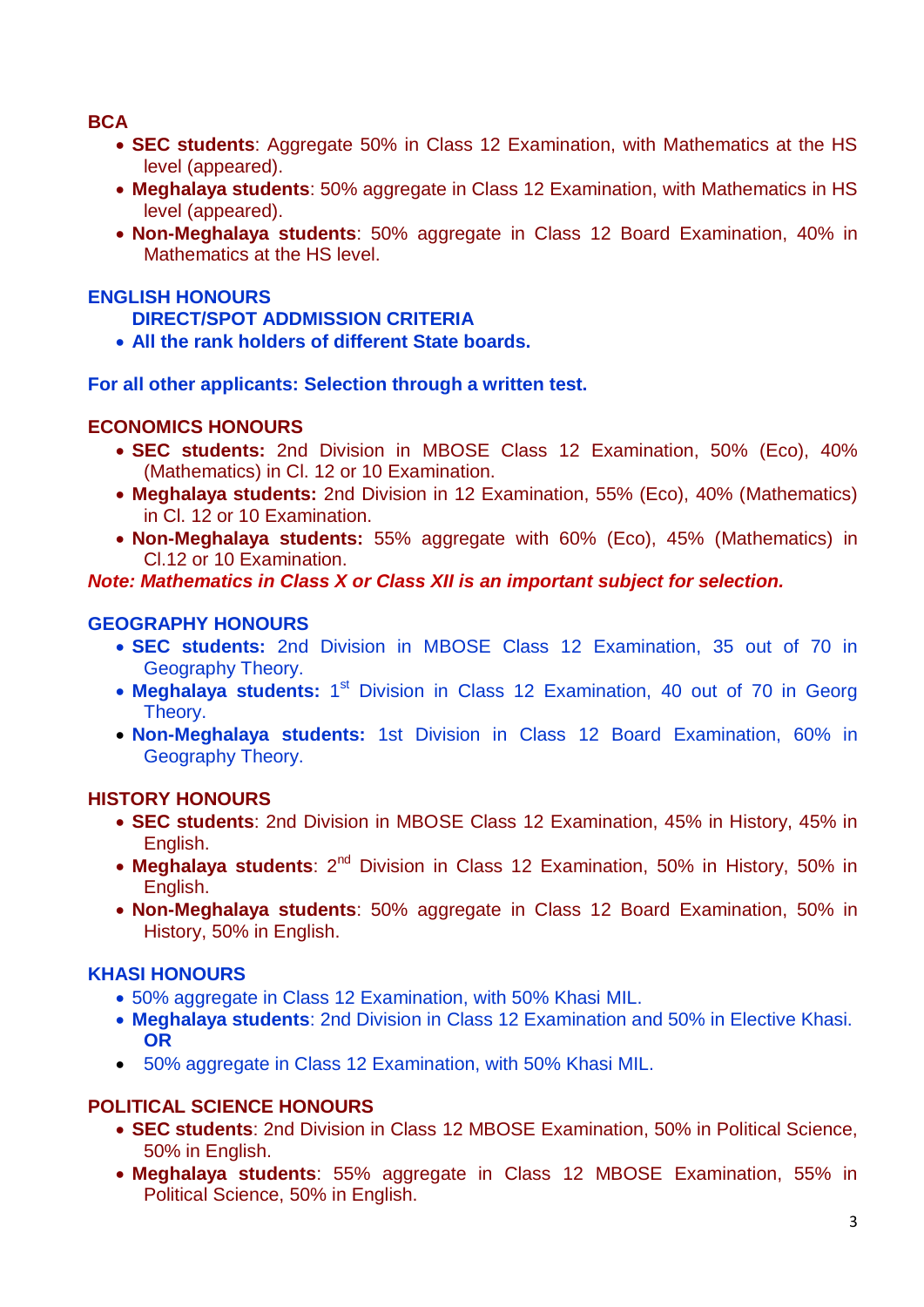**BCA**

- **SEC students**: Aggregate 50% in Class 12 Examination, with Mathematics at the HS level (appeared).
- **Meghalaya students**: 50% aggregate in Class 12 Examination, with Mathematics in HS level (appeared).
- **Non-Meghalaya students**: 50% aggregate in Class 12 Board Examination, 40% in Mathematics at the HS level.

**ENGLISH HONOURS**

**DIRECT/SPOT ADDMISSION CRITERIA**

- **All the rank holders of different State boards.**

**For all other applicants: Selection through a written test.**

**ECONOMICS HONOURS**

- **SEC students:** 2nd Division in MBOSE Class 12 Examination, 50% (Eco), 40% (Mathematics) in Cl. 12 or 10 Examination.
- **Meghalaya students:** 2nd Division in 12 Examination, 55% (Eco), 40% (Mathematics) in Cl. 12 or 10 Examination.
- **Non-Meghalaya students:** 55% aggregate with 60% (Eco), 45% (Mathematics) in Cl.12 or 10 Examination.

***Note: Mathematics in Class X or Class XII is an important subject for selection.***

**GEOGRAPHY HONOURS**

- **SEC students:** 2nd Division in MBOSE Class 12 Examination, 35 out of 70 in Geography Theory.
- **Meghalaya students:** 1st Division in Class 12 Examination, 40 out of 70 in Georg Theory.
- **Non-Meghalaya students:** 1st Division in Class 12 Board Examination, 60% in Geography Theory.

**HISTORY HONOURS**

- **SEC students**: 2nd Division in MBOSE Class 12 Examination, 45% in History, 45% in English.
- **Meghalaya students**: 2nd Division in Class 12 Examination, 50% in History, 50% in English.
- **Non-Meghalaya students**: 50% aggregate in Class 12 Board Examination, 50% in History, 50% in English.

**KHASI HONOURS**

- 50% aggregate in Class 12 Examination, with 50% Khasi MIL.
- **Meghalaya students**: 2nd Division in Class 12 Examination and 50% in Elective Khasi.
  **OR**
- 50% aggregate in Class 12 Examination, with 50% Khasi MIL.

**POLITICAL SCIENCE HONOURS**

- **SEC students**: 2nd Division in Class 12 MBOSE Examination, 50% in Political Science, 50% in English.
- **Meghalaya students**: 55% aggregate in Class 12 MBOSE Examination, 55% in Political Science, 50% in English.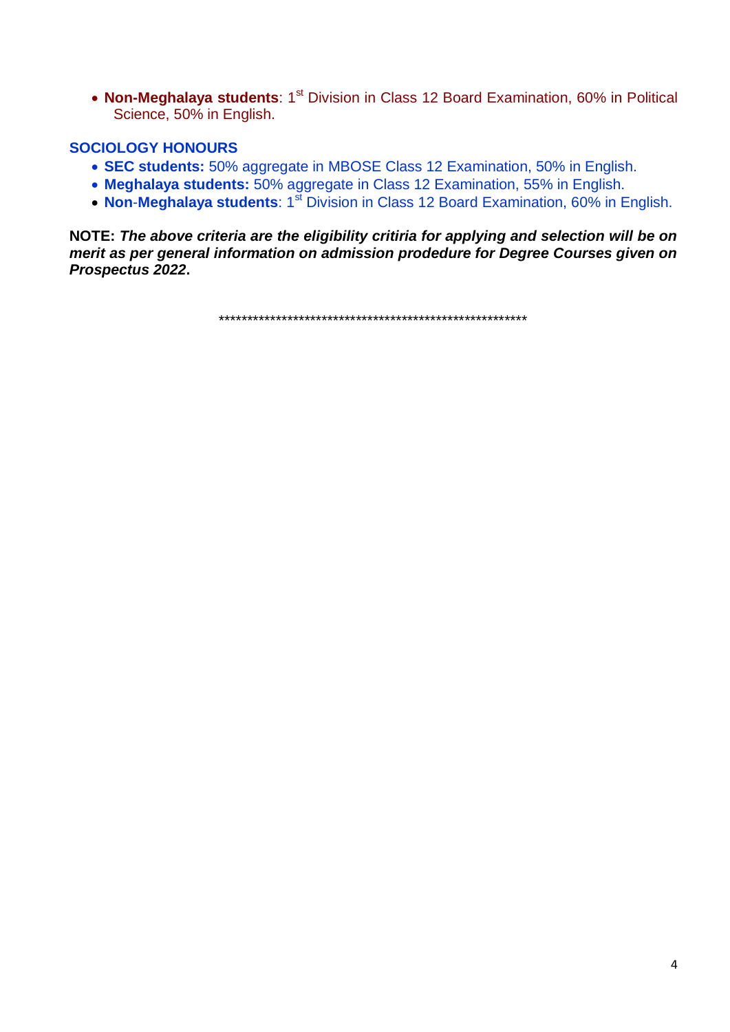- **Non-Meghalaya students**: 1st Division in Class 12 Board Examination, 60% in Political Science, 50% in English.

## SOCIOLOGY HONOURS

- **SEC students:** 50% aggregate in MBOSE Class 12 Examination, 50% in English.
- **Meghalaya students:** 50% aggregate in Class 12 Examination, 55% in English.
- **Non-Meghalaya students**: 1st Division in Class 12 Board Examination, 60% in English.

**NOTE:** ***The above criteria are the eligibility critiria for applying and selection will be on merit as per general information on admission prodedure for Degree Courses given on Prospectus 2022*****.**

*******************************************************